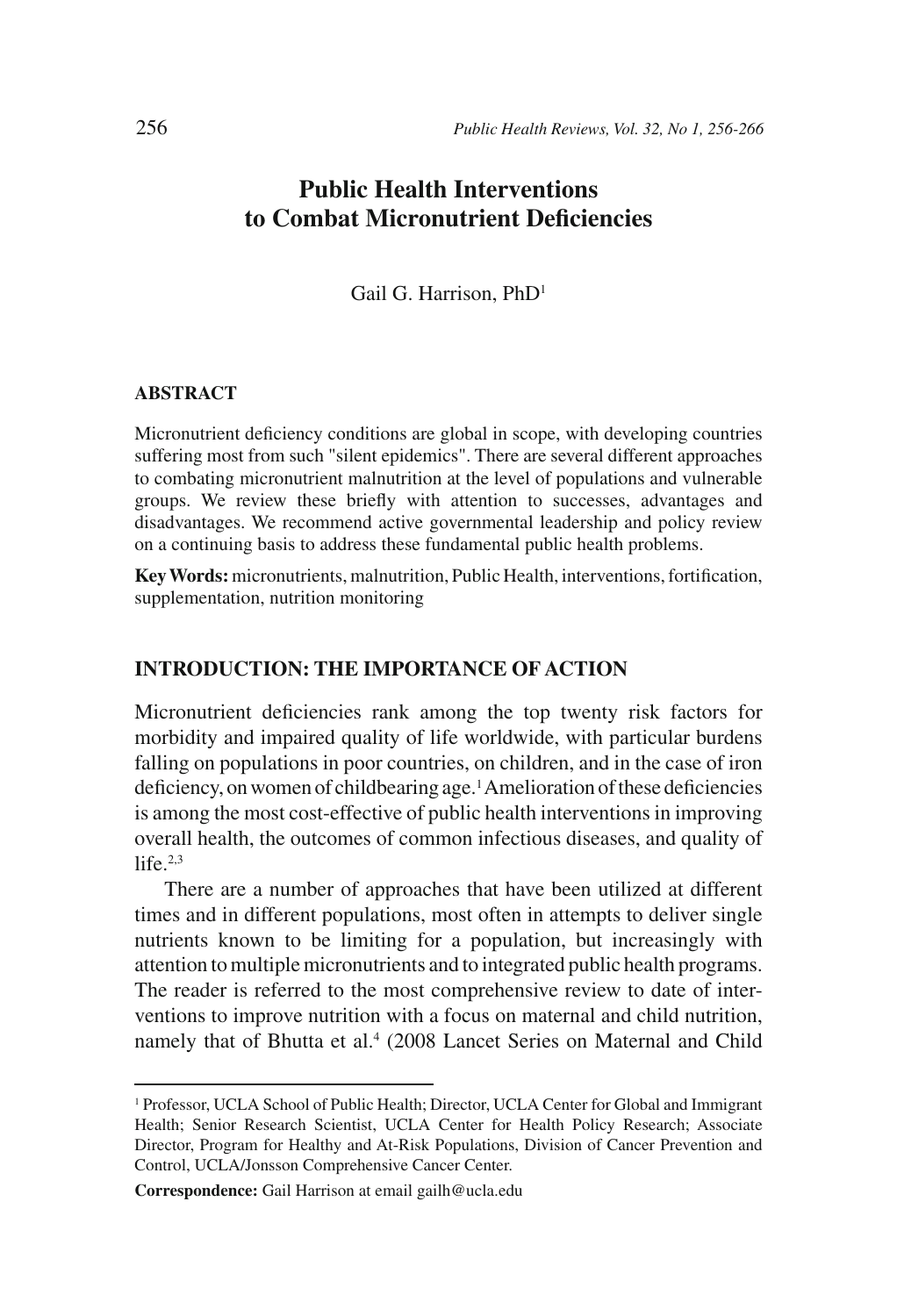# Public Health Interventions to Combat Micronutrient Deficiencies

Gail G. Harrison, PhD[1]

## ABSTRACT

Micronutrient deficiency conditions are global in scope, with developing countries suffering most from such "silent epidemics". There are several different approaches to combating micronutrient malnutrition at the level of populations and vulnerable groups. We review these briefly with attention to successes, advantages and disadvantages. We recommend active governmental leadership and policy review on a continuing basis to address these fundamental public health problems.

**Key Words:** micronutrients, malnutrition, Public Health, interventions, fortification, supplementation, nutrition monitoring

## INTRODUCTION: THE IMPORTANCE OF ACTION

Micronutrient deficiencies rank among the top twenty risk factors for morbidity and impaired quality of life worldwide, with particular burdens falling on populations in poor countries, on children, and in the case of iron deficiency, on women of childbearing age.[1] Amelioration of these deficiencies is among the most cost-effective of public health interventions in improving overall health, the outcomes of common infectious diseases, and quality of life.[2,3]

There are a number of approaches that have been utilized at different times and in different populations, most often in attempts to deliver single nutrients known to be limiting for a population, but increasingly with attention to multiple micronutrients and to integrated public health programs. The reader is referred to the most comprehensive review to date of interventions to improve nutrition with a focus on maternal and child nutrition, namely that of Bhutta et al.[4] (2008 Lancet Series on Maternal and Child

---

[1] Professor, UCLA School of Public Health; Director, UCLA Center for Global and Immigrant Health; Senior Research Scientist, UCLA Center for Health Policy Research; Associate Director, Program for Healthy and At-Risk Populations, Division of Cancer Prevention and Control, UCLA/Jonsson Comprehensive Cancer Center.

**Correspondence:** Gail Harrison at email gailh@ucla.edu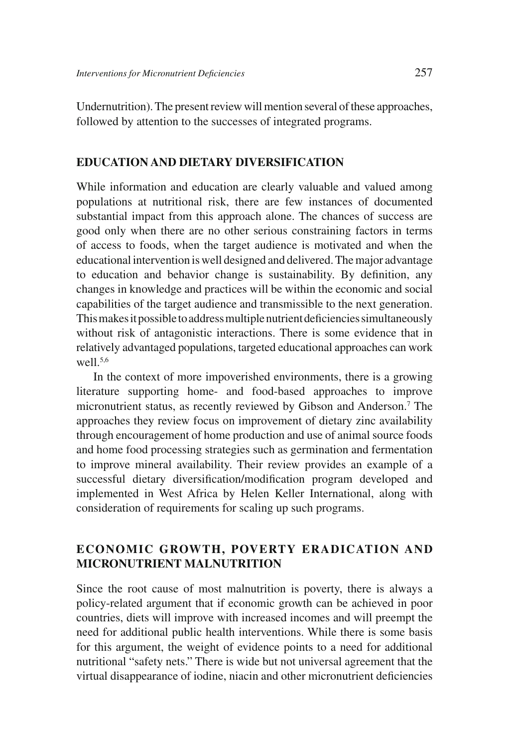Undernutrition). The present review will mention several of these approaches, followed by attention to the successes of integrated programs.

## EDUCATION AND DIETARY DIVERSIFICATION

While information and education are clearly valuable and valued among populations at nutritional risk, there are few instances of documented substantial impact from this approach alone. The chances of success are good only when there are no other serious constraining factors in terms of access to foods, when the target audience is motivated and when the educational intervention is well designed and delivered. The major advantage to education and behavior change is sustainability. By definition, any changes in knowledge and practices will be within the economic and social capabilities of the target audience and transmissible to the next generation. This makes it possible to address multiple nutrient deficiencies simultaneously without risk of antagonistic interactions. There is some evidence that in relatively advantaged populations, targeted educational approaches can work well.[5,6]

In the context of more impoverished environments, there is a growing literature supporting home- and food-based approaches to improve micronutrient status, as recently reviewed by Gibson and Anderson.[7] The approaches they review focus on improvement of dietary zinc availability through encouragement of home production and use of animal source foods and home food processing strategies such as germination and fermentation to improve mineral availability. Their review provides an example of a successful dietary diversification/modification program developed and implemented in West Africa by Helen Keller International, along with consideration of requirements for scaling up such programs.

## ECONOMIC GROWTH, POVERTY ERADICATION AND MICRONUTRIENT MALNUTRITION

Since the root cause of most malnutrition is poverty, there is always a policy-related argument that if economic growth can be achieved in poor countries, diets will improve with increased incomes and will preempt the need for additional public health interventions. While there is some basis for this argument, the weight of evidence points to a need for additional nutritional "safety nets." There is wide but not universal agreement that the virtual disappearance of iodine, niacin and other micronutrient deficiencies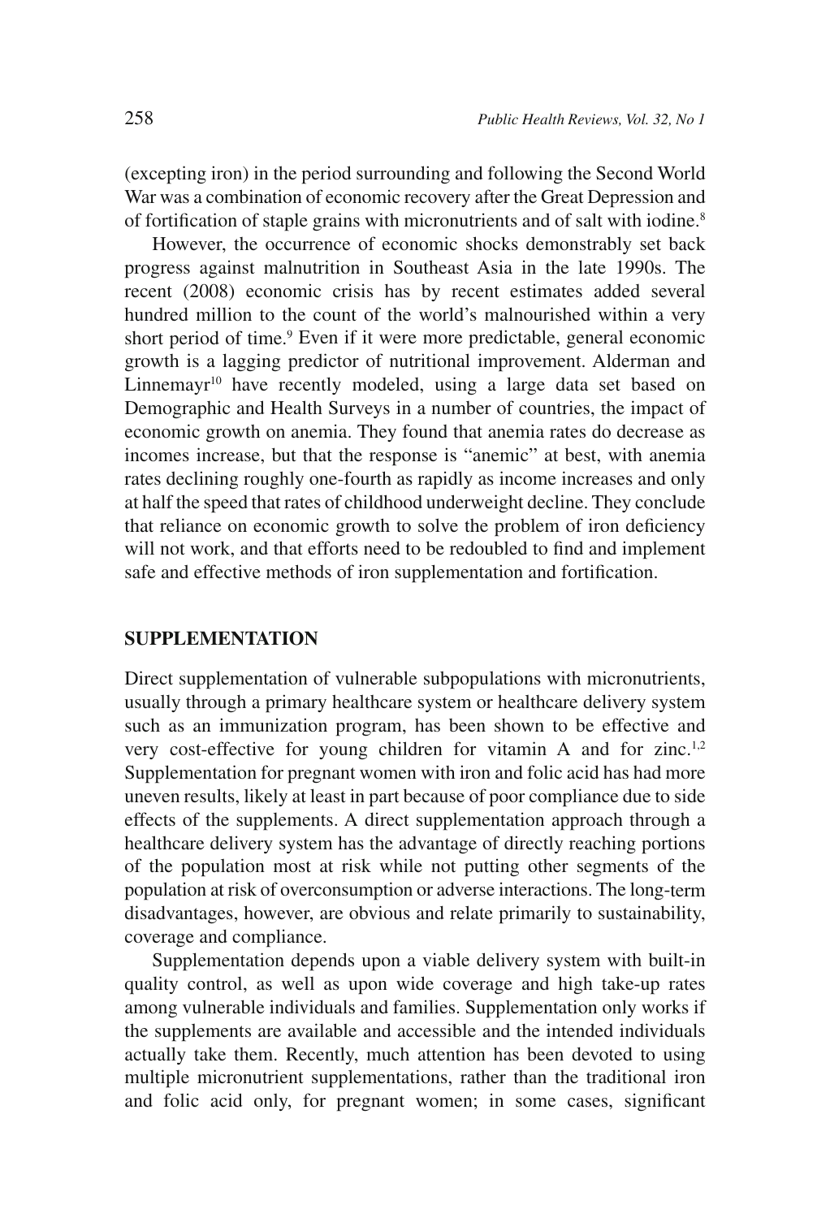(excepting iron) in the period surrounding and following the Second World War was a combination of economic recovery after the Great Depression and of fortification of staple grains with micronutrients and of salt with iodine.[8]

However, the occurrence of economic shocks demonstrably set back progress against malnutrition in Southeast Asia in the late 1990s. The recent (2008) economic crisis has by recent estimates added several hundred million to the count of the world's malnourished within a very short period of time.[9] Even if it were more predictable, general economic growth is a lagging predictor of nutritional improvement. Alderman and Linnemayr[10] have recently modeled, using a large data set based on Demographic and Health Surveys in a number of countries, the impact of economic growth on anemia. They found that anemia rates do decrease as incomes increase, but that the response is "anemic" at best, with anemia rates declining roughly one-fourth as rapidly as income increases and only at half the speed that rates of childhood underweight decline. They conclude that reliance on economic growth to solve the problem of iron deficiency will not work, and that efforts need to be redoubled to find and implement safe and effective methods of iron supplementation and fortification.

## SUPPLEMENTATION

Direct supplementation of vulnerable subpopulations with micronutrients, usually through a primary healthcare system or healthcare delivery system such as an immunization program, has been shown to be effective and very cost-effective for young children for vitamin A and for zinc.[1,2] Supplementation for pregnant women with iron and folic acid has had more uneven results, likely at least in part because of poor compliance due to side effects of the supplements. A direct supplementation approach through a healthcare delivery system has the advantage of directly reaching portions of the population most at risk while not putting other segments of the population at risk of overconsumption or adverse interactions. The long-term disadvantages, however, are obvious and relate primarily to sustainability, coverage and compliance.

Supplementation depends upon a viable delivery system with built-in quality control, as well as upon wide coverage and high take-up rates among vulnerable individuals and families. Supplementation only works if the supplements are available and accessible and the intended individuals actually take them. Recently, much attention has been devoted to using multiple micronutrient supplementations, rather than the traditional iron and folic acid only, for pregnant women; in some cases, significant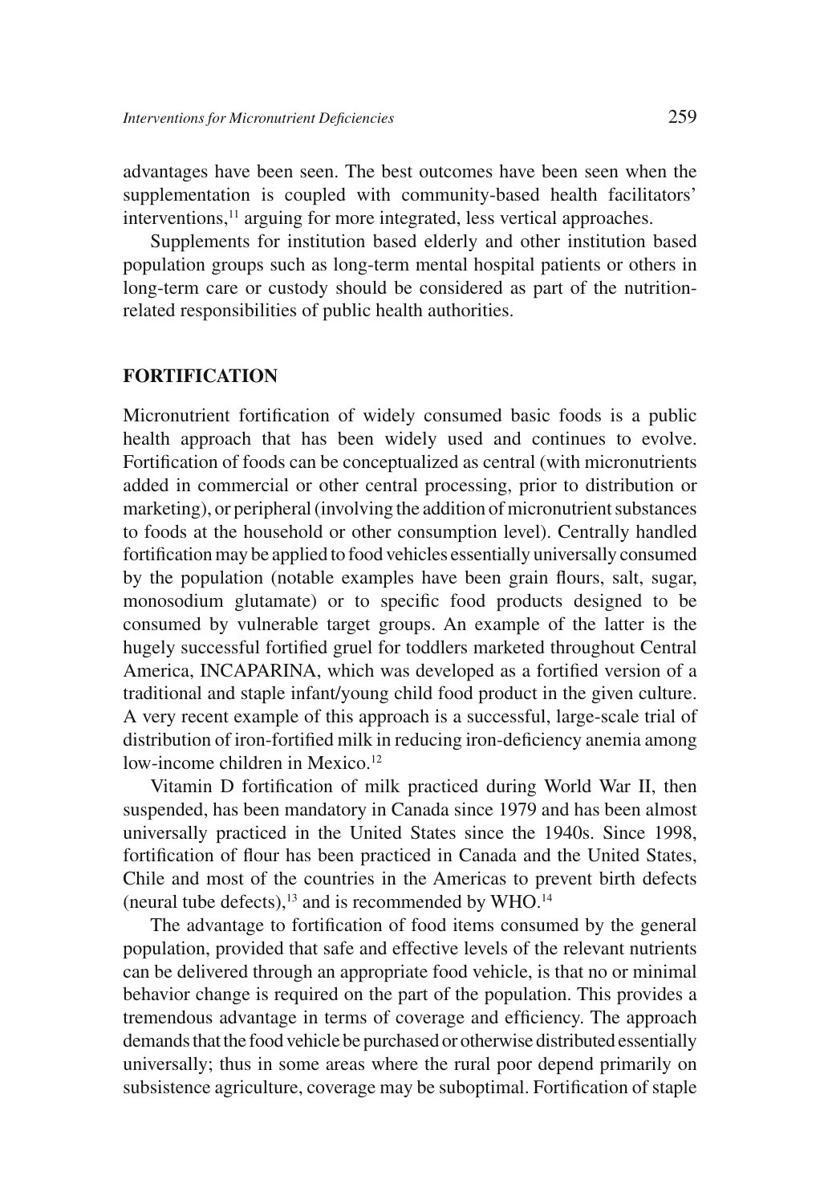advantages have been seen. The best outcomes have been seen when the supplementation is coupled with community-based health facilitators' interventions,[11] arguing for more integrated, less vertical approaches.

Supplements for institution based elderly and other institution based population groups such as long-term mental hospital patients or others in long-term care or custody should be considered as part of the nutrition-related responsibilities of public health authorities.

## FORTIFICATION

Micronutrient fortification of widely consumed basic foods is a public health approach that has been widely used and continues to evolve. Fortification of foods can be conceptualized as central (with micronutrients added in commercial or other central processing, prior to distribution or marketing), or peripheral (involving the addition of micronutrient substances to foods at the household or other consumption level). Centrally handled fortification may be applied to food vehicles essentially universally consumed by the population (notable examples have been grain flours, salt, sugar, monosodium glutamate) or to specific food products designed to be consumed by vulnerable target groups. An example of the latter is the hugely successful fortified gruel for toddlers marketed throughout Central America, INCAPARINA, which was developed as a fortified version of a traditional and staple infant/young child food product in the given culture. A very recent example of this approach is a successful, large-scale trial of distribution of iron-fortified milk in reducing iron-deficiency anemia among low-income children in Mexico.[12]

Vitamin D fortification of milk practiced during World War II, then suspended, has been mandatory in Canada since 1979 and has been almost universally practiced in the United States since the 1940s. Since 1998, fortification of flour has been practiced in Canada and the United States, Chile and most of the countries in the Americas to prevent birth defects (neural tube defects),[13] and is recommended by WHO.[14]

The advantage to fortification of food items consumed by the general population, provided that safe and effective levels of the relevant nutrients can be delivered through an appropriate food vehicle, is that no or minimal behavior change is required on the part of the population. This provides a tremendous advantage in terms of coverage and efficiency. The approach demands that the food vehicle be purchased or otherwise distributed essentially universally; thus in some areas where the rural poor depend primarily on subsistence agriculture, coverage may be suboptimal. Fortification of staple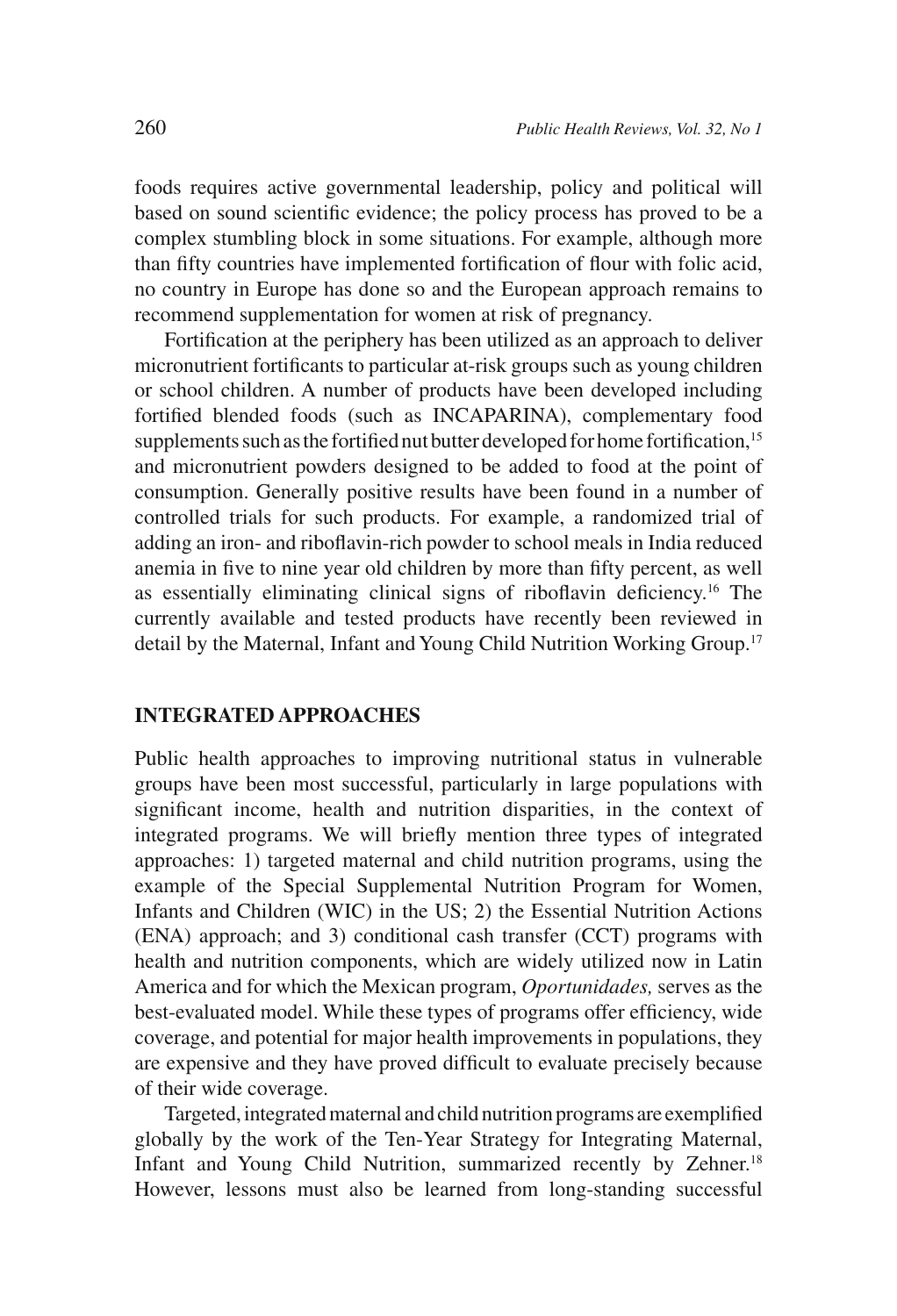foods requires active governmental leadership, policy and political will based on sound scientific evidence; the policy process has proved to be a complex stumbling block in some situations. For example, although more than fifty countries have implemented fortification of flour with folic acid, no country in Europe has done so and the European approach remains to recommend supplementation for women at risk of pregnancy.

Fortification at the periphery has been utilized as an approach to deliver micronutrient fortificants to particular at-risk groups such as young children or school children. A number of products have been developed including fortified blended foods (such as INCAPARINA), complementary food supplements such as the fortified nut butter developed for home fortification,[15] and micronutrient powders designed to be added to food at the point of consumption. Generally positive results have been found in a number of controlled trials for such products. For example, a randomized trial of adding an iron- and riboflavin-rich powder to school meals in India reduced anemia in five to nine year old children by more than fifty percent, as well as essentially eliminating clinical signs of riboflavin deficiency.[16] The currently available and tested products have recently been reviewed in detail by the Maternal, Infant and Young Child Nutrition Working Group.[17]

## INTEGRATED APPROACHES

Public health approaches to improving nutritional status in vulnerable groups have been most successful, particularly in large populations with significant income, health and nutrition disparities, in the context of integrated programs. We will briefly mention three types of integrated approaches: 1) targeted maternal and child nutrition programs, using the example of the Special Supplemental Nutrition Program for Women, Infants and Children (WIC) in the US; 2) the Essential Nutrition Actions (ENA) approach; and 3) conditional cash transfer (CCT) programs with health and nutrition components, which are widely utilized now in Latin America and for which the Mexican program, *Oportunidades,* serves as the best-evaluated model. While these types of programs offer efficiency, wide coverage, and potential for major health improvements in populations, they are expensive and they have proved difficult to evaluate precisely because of their wide coverage.

Targeted, integrated maternal and child nutrition programs are exemplified globally by the work of the Ten-Year Strategy for Integrating Maternal, Infant and Young Child Nutrition, summarized recently by Zehner.[18] However, lessons must also be learned from long-standing successful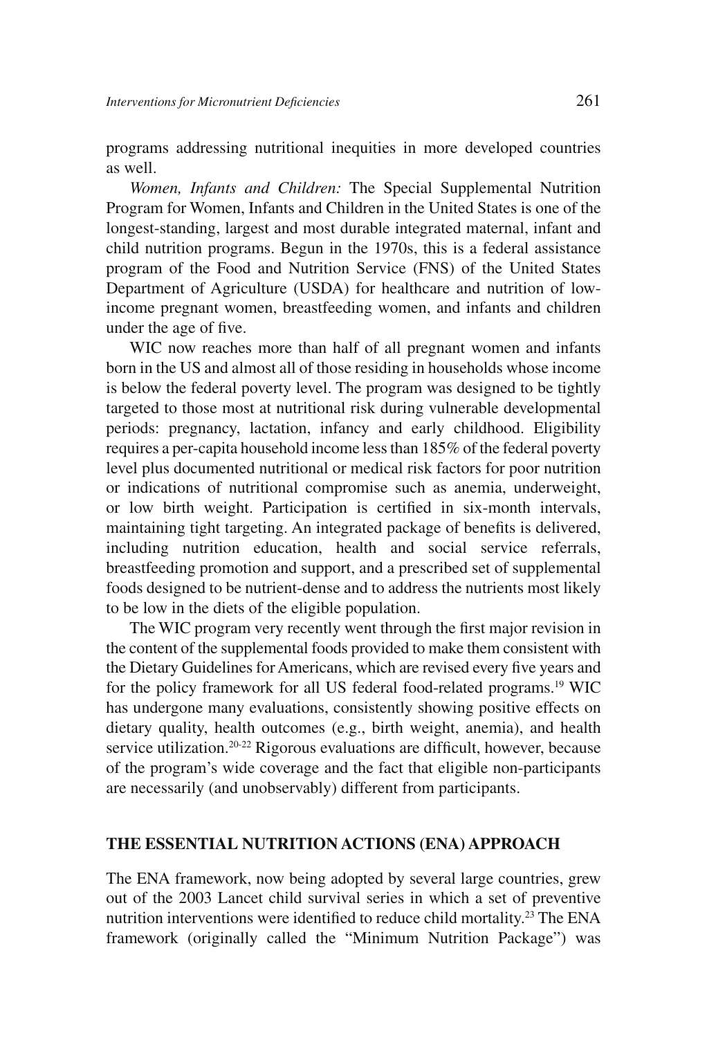programs addressing nutritional inequities in more developed countries as well.

*Women, Infants and Children:* The Special Supplemental Nutrition Program for Women, Infants and Children in the United States is one of the longest-standing, largest and most durable integrated maternal, infant and child nutrition programs. Begun in the 1970s, this is a federal assistance program of the Food and Nutrition Service (FNS) of the United States Department of Agriculture (USDA) for healthcare and nutrition of low-income pregnant women, breastfeeding women, and infants and children under the age of five.

WIC now reaches more than half of all pregnant women and infants born in the US and almost all of those residing in households whose income is below the federal poverty level. The program was designed to be tightly targeted to those most at nutritional risk during vulnerable developmental periods: pregnancy, lactation, infancy and early childhood. Eligibility requires a per-capita household income less than 185% of the federal poverty level plus documented nutritional or medical risk factors for poor nutrition or indications of nutritional compromise such as anemia, underweight, or low birth weight. Participation is certified in six-month intervals, maintaining tight targeting. An integrated package of benefits is delivered, including nutrition education, health and social service referrals, breastfeeding promotion and support, and a prescribed set of supplemental foods designed to be nutrient-dense and to address the nutrients most likely to be low in the diets of the eligible population.

The WIC program very recently went through the first major revision in the content of the supplemental foods provided to make them consistent with the Dietary Guidelines for Americans, which are revised every five years and for the policy framework for all US federal food-related programs.[19] WIC has undergone many evaluations, consistently showing positive effects on dietary quality, health outcomes (e.g., birth weight, anemia), and health service utilization.[20-22] Rigorous evaluations are difficult, however, because of the program's wide coverage and the fact that eligible non-participants are necessarily (and unobservably) different from participants.

## THE ESSENTIAL NUTRITION ACTIONS (ENA) APPROACH

The ENA framework, now being adopted by several large countries, grew out of the 2003 Lancet child survival series in which a set of preventive nutrition interventions were identified to reduce child mortality.[23] The ENA framework (originally called the "Minimum Nutrition Package") was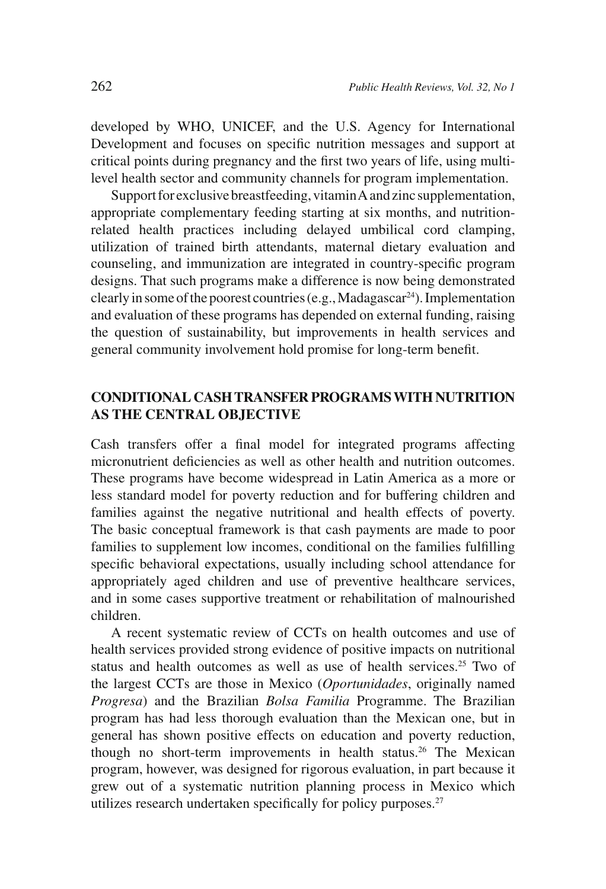developed by WHO, UNICEF, and the U.S. Agency for International Development and focuses on specific nutrition messages and support at critical points during pregnancy and the first two years of life, using multi-level health sector and community channels for program implementation.

Support for exclusive breastfeeding, vitamin A and zinc supplementation, appropriate complementary feeding starting at six months, and nutrition-related health practices including delayed umbilical cord clamping, utilization of trained birth attendants, maternal dietary evaluation and counseling, and immunization are integrated in country-specific program designs. That such programs make a difference is now being demonstrated clearly in some of the poorest countries (e.g., Madagascar[24]). Implementation and evaluation of these programs has depended on external funding, raising the question of sustainability, but improvements in health services and general community involvement hold promise for long-term benefit.

## CONDITIONAL CASH TRANSFER PROGRAMS WITH NUTRITION AS THE CENTRAL OBJECTIVE

Cash transfers offer a final model for integrated programs affecting micronutrient deficiencies as well as other health and nutrition outcomes. These programs have become widespread in Latin America as a more or less standard model for poverty reduction and for buffering children and families against the negative nutritional and health effects of poverty. The basic conceptual framework is that cash payments are made to poor families to supplement low incomes, conditional on the families fulfilling specific behavioral expectations, usually including school attendance for appropriately aged children and use of preventive healthcare services, and in some cases supportive treatment or rehabilitation of malnourished children.

A recent systematic review of CCTs on health outcomes and use of health services provided strong evidence of positive impacts on nutritional status and health outcomes as well as use of health services.[25] Two of the largest CCTs are those in Mexico (*Oportunidades*, originally named *Progresa*) and the Brazilian *Bolsa Familia* Programme. The Brazilian program has had less thorough evaluation than the Mexican one, but in general has shown positive effects on education and poverty reduction, though no short-term improvements in health status.[26] The Mexican program, however, was designed for rigorous evaluation, in part because it grew out of a systematic nutrition planning process in Mexico which utilizes research undertaken specifically for policy purposes.[27]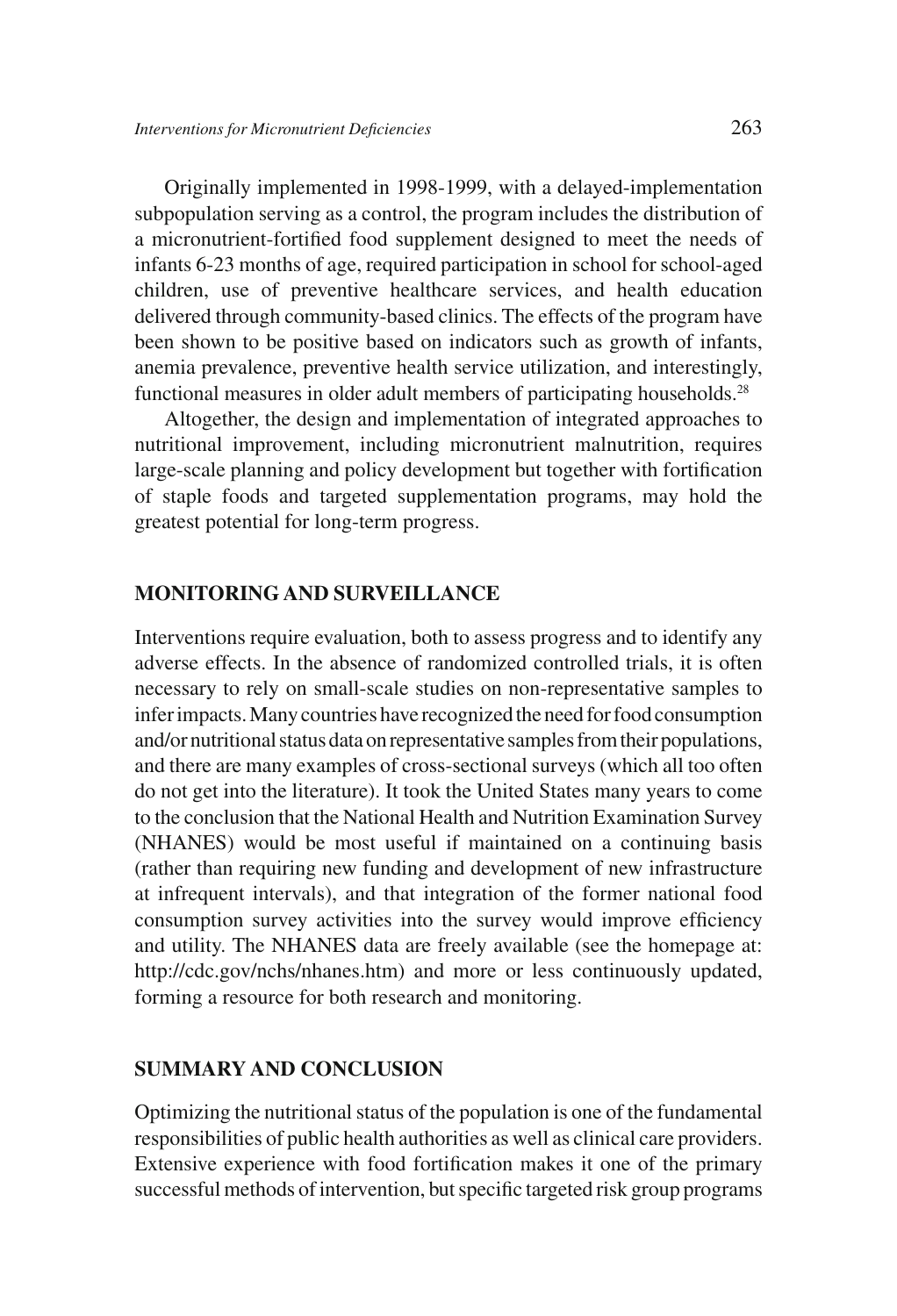Originally implemented in 1998-1999, with a delayed-implementation subpopulation serving as a control, the program includes the distribution of a micronutrient-fortified food supplement designed to meet the needs of infants 6-23 months of age, required participation in school for school-aged children, use of preventive healthcare services, and health education delivered through community-based clinics. The effects of the program have been shown to be positive based on indicators such as growth of infants, anemia prevalence, preventive health service utilization, and interestingly, functional measures in older adult members of participating households.[28]

Altogether, the design and implementation of integrated approaches to nutritional improvement, including micronutrient malnutrition, requires large-scale planning and policy development but together with fortification of staple foods and targeted supplementation programs, may hold the greatest potential for long-term progress.

## MONITORING AND SURVEILLANCE

Interventions require evaluation, both to assess progress and to identify any adverse effects. In the absence of randomized controlled trials, it is often necessary to rely on small-scale studies on non-representative samples to infer impacts. Many countries have recognized the need for food consumption and/or nutritional status data on representative samples from their populations, and there are many examples of cross-sectional surveys (which all too often do not get into the literature). It took the United States many years to come to the conclusion that the National Health and Nutrition Examination Survey (NHANES) would be most useful if maintained on a continuing basis (rather than requiring new funding and development of new infrastructure at infrequent intervals), and that integration of the former national food consumption survey activities into the survey would improve efficiency and utility. The NHANES data are freely available (see the homepage at: http://cdc.gov/nchs/nhanes.htm) and more or less continuously updated, forming a resource for both research and monitoring.

## SUMMARY AND CONCLUSION

Optimizing the nutritional status of the population is one of the fundamental responsibilities of public health authorities as well as clinical care providers. Extensive experience with food fortification makes it one of the primary successful methods of intervention, but specific targeted risk group programs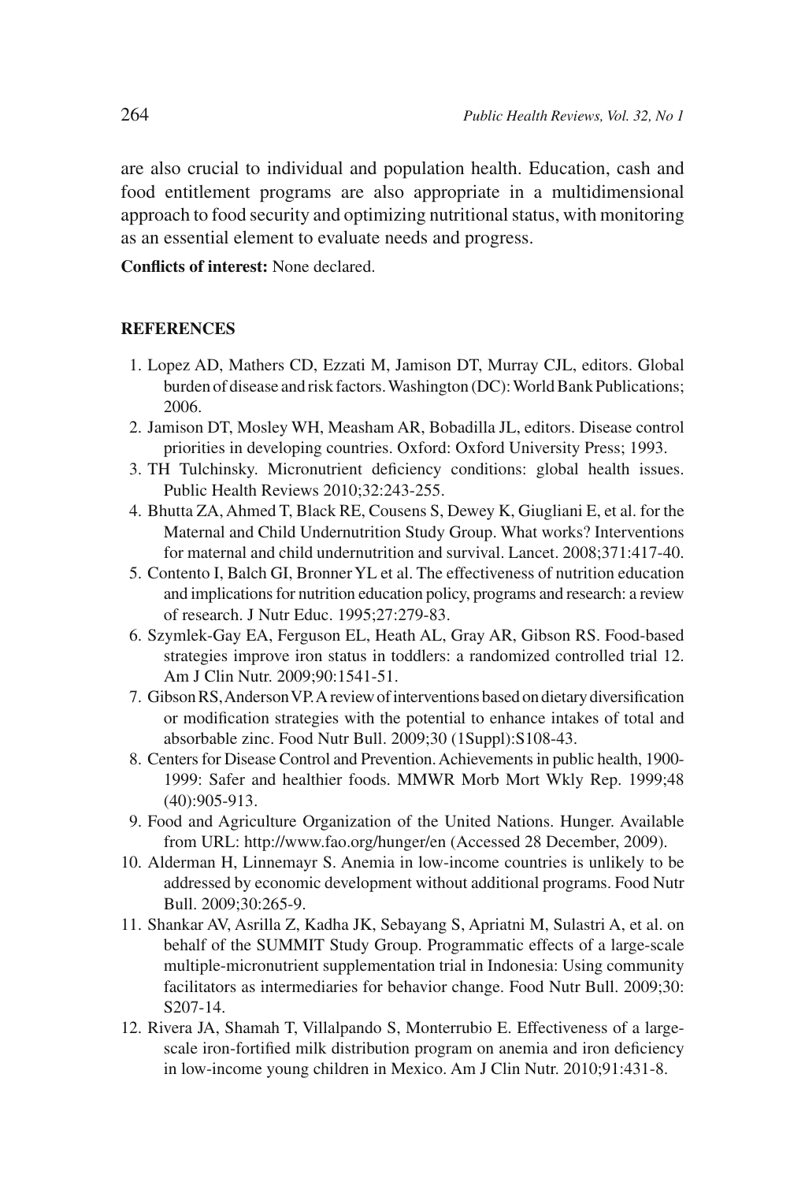are also crucial to individual and population health. Education, cash and food entitlement programs are also appropriate in a multidimensional approach to food security and optimizing nutritional status, with monitoring as an essential element to evaluate needs and progress.

**Conflicts of interest:** None declared.

## REFERENCES

1. Lopez AD, Mathers CD, Ezzati M, Jamison DT, Murray CJL, editors. Global burden of disease and risk factors. Washington (DC): World Bank Publications; 2006.
2. Jamison DT, Mosley WH, Measham AR, Bobadilla JL, editors. Disease control priorities in developing countries. Oxford: Oxford University Press; 1993.
3. TH Tulchinsky. Micronutrient deficiency conditions: global health issues. Public Health Reviews 2010;32:243-255.
4. Bhutta ZA, Ahmed T, Black RE, Cousens S, Dewey K, Giugliani E, et al. for the Maternal and Child Undernutrition Study Group. What works? Interventions for maternal and child undernutrition and survival. Lancet. 2008;371:417-40.
5. Contento I, Balch GI, Bronner YL et al. The effectiveness of nutrition education and implications for nutrition education policy, programs and research: a review of research. J Nutr Educ. 1995;27:279-83.
6. Szymlek-Gay EA, Ferguson EL, Heath AL, Gray AR, Gibson RS. Food-based strategies improve iron status in toddlers: a randomized controlled trial 12. Am J Clin Nutr. 2009;90:1541-51.
7. Gibson RS, Anderson VP. A review of interventions based on dietary diversification or modification strategies with the potential to enhance intakes of total and absorbable zinc. Food Nutr Bull. 2009;30 (1Suppl):S108-43.
8. Centers for Disease Control and Prevention. Achievements in public health, 1900-1999: Safer and healthier foods. MMWR Morb Mort Wkly Rep. 1999;48 (40):905-913.
9. Food and Agriculture Organization of the United Nations. Hunger. Available from URL: http://www.fao.org/hunger/en (Accessed 28 December, 2009).
10. Alderman H, Linnemayr S. Anemia in low-income countries is unlikely to be addressed by economic development without additional programs. Food Nutr Bull. 2009;30:265-9.
11. Shankar AV, Asrilla Z, Kadha JK, Sebayang S, Apriatni M, Sulastri A, et al. on behalf of the SUMMIT Study Group. Programmatic effects of a large-scale multiple-micronutrient supplementation trial in Indonesia: Using community facilitators as intermediaries for behavior change. Food Nutr Bull. 2009;30: S207-14.
12. Rivera JA, Shamah T, Villalpando S, Monterrubio E. Effectiveness of a large-scale iron-fortified milk distribution program on anemia and iron deficiency in low-income young children in Mexico. Am J Clin Nutr. 2010;91:431-8.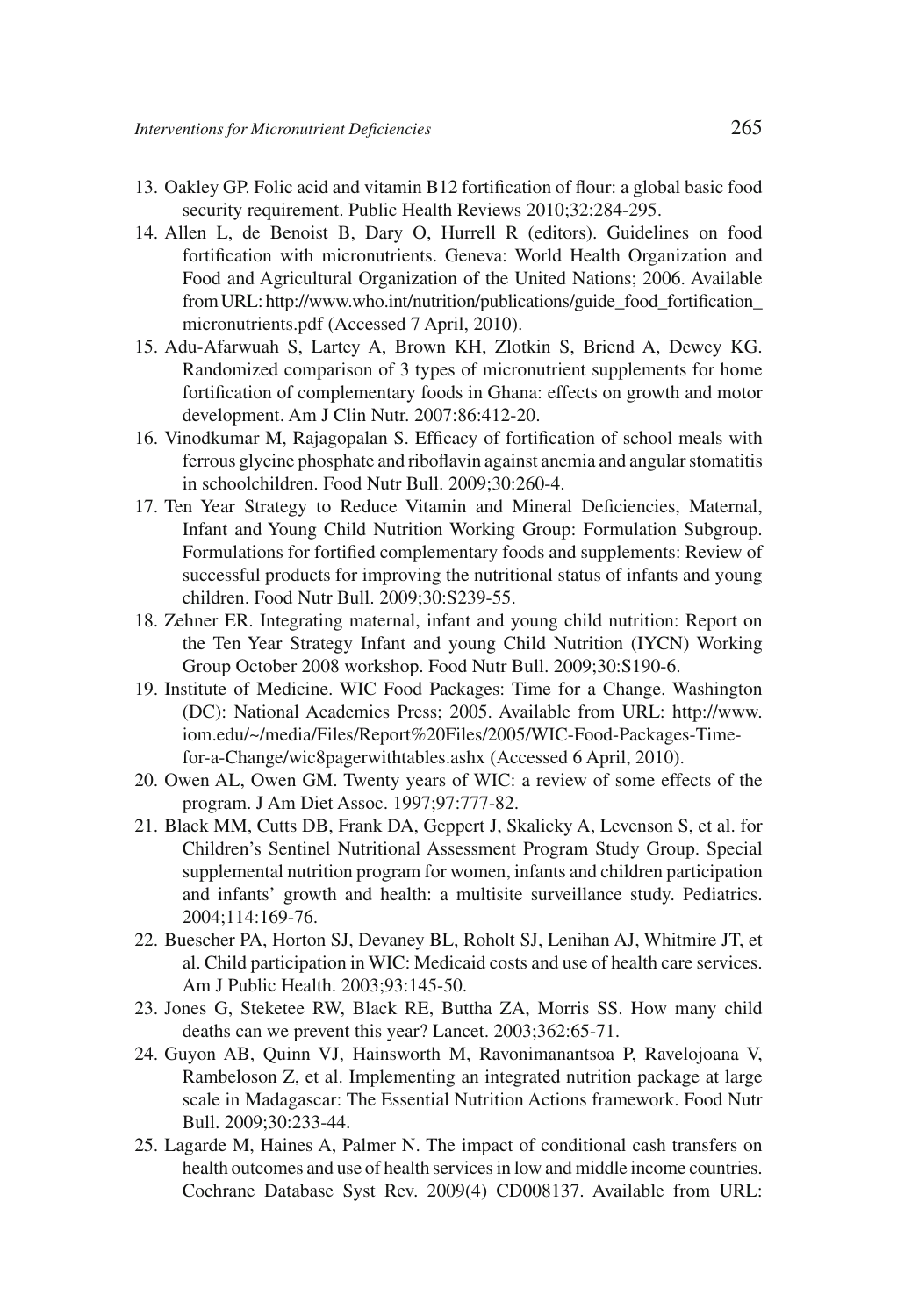13. Oakley GP. Folic acid and vitamin B12 fortification of flour: a global basic food security requirement. Public Health Reviews 2010;32:284-295.
14. Allen L, de Benoist B, Dary O, Hurrell R (editors). Guidelines on food fortification with micronutrients. Geneva: World Health Organization and Food and Agricultural Organization of the United Nations; 2006. Available from URL: http://www.who.int/nutrition/publications/guide_food_fortification_micronutrients.pdf (Accessed 7 April, 2010).
15. Adu-Afarwuah S, Lartey A, Brown KH, Zlotkin S, Briend A, Dewey KG. Randomized comparison of 3 types of micronutrient supplements for home fortification of complementary foods in Ghana: effects on growth and motor development. Am J Clin Nutr. 2007:86:412-20.
16. Vinodkumar M, Rajagopalan S. Efficacy of fortification of school meals with ferrous glycine phosphate and riboflavin against anemia and angular stomatitis in schoolchildren. Food Nutr Bull. 2009;30:260-4.
17. Ten Year Strategy to Reduce Vitamin and Mineral Deficiencies, Maternal, Infant and Young Child Nutrition Working Group: Formulation Subgroup. Formulations for fortified complementary foods and supplements: Review of successful products for improving the nutritional status of infants and young children. Food Nutr Bull. 2009;30:S239-55.
18. Zehner ER. Integrating maternal, infant and young child nutrition: Report on the Ten Year Strategy Infant and young Child Nutrition (IYCN) Working Group October 2008 workshop. Food Nutr Bull. 2009;30:S190-6.
19. Institute of Medicine. WIC Food Packages: Time for a Change. Washington (DC): National Academies Press; 2005. Available from URL: http://www.iom.edu/~/media/Files/Report%20Files/2005/WIC-Food-Packages-Time-for-a-Change/wic8pagerwithtables.ashx (Accessed 6 April, 2010).
20. Owen AL, Owen GM. Twenty years of WIC: a review of some effects of the program. J Am Diet Assoc. 1997;97:777-82.
21. Black MM, Cutts DB, Frank DA, Geppert J, Skalicky A, Levenson S, et al. for Children's Sentinel Nutritional Assessment Program Study Group. Special supplemental nutrition program for women, infants and children participation and infants' growth and health: a multisite surveillance study. Pediatrics. 2004;114:169-76.
22. Buescher PA, Horton SJ, Devaney BL, Roholt SJ, Lenihan AJ, Whitmire JT, et al. Child participation in WIC: Medicaid costs and use of health care services. Am J Public Health. 2003;93:145-50.
23. Jones G, Steketee RW, Black RE, Buttha ZA, Morris SS. How many child deaths can we prevent this year? Lancet. 2003;362:65-71.
24. Guyon AB, Quinn VJ, Hainsworth M, Ravonimanantsoa P, Ravelojoana V, Rambeloson Z, et al. Implementing an integrated nutrition package at large scale in Madagascar: The Essential Nutrition Actions framework. Food Nutr Bull. 2009;30:233-44.
25. Lagarde M, Haines A, Palmer N. The impact of conditional cash transfers on health outcomes and use of health services in low and middle income countries. Cochrane Database Syst Rev. 2009(4) CD008137. Available from URL: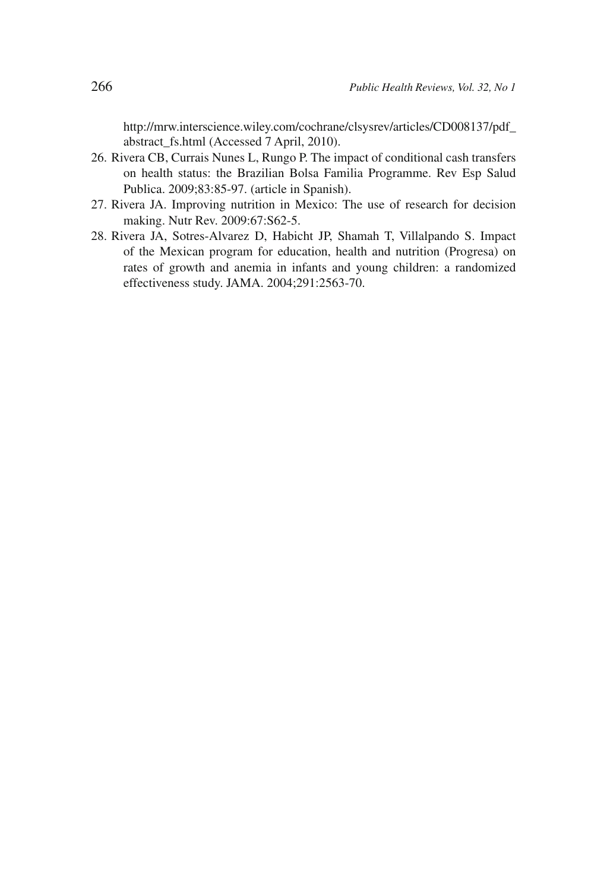http://mrw.interscience.wiley.com/cochrane/clsysrev/articles/CD008137/pdf_abstract_fs.html (Accessed 7 April, 2010).

26. Rivera CB, Currais Nunes L, Rungo P. The impact of conditional cash transfers on health status: the Brazilian Bolsa Familia Programme. Rev Esp Salud Publica. 2009;83:85-97. (article in Spanish).
27. Rivera JA. Improving nutrition in Mexico: The use of research for decision making. Nutr Rev. 2009:67:S62-5.
28. Rivera JA, Sotres-Alvarez D, Habicht JP, Shamah T, Villalpando S. Impact of the Mexican program for education, health and nutrition (Progresa) on rates of growth and anemia in infants and young children: a randomized effectiveness study. JAMA. 2004;291:2563-70.